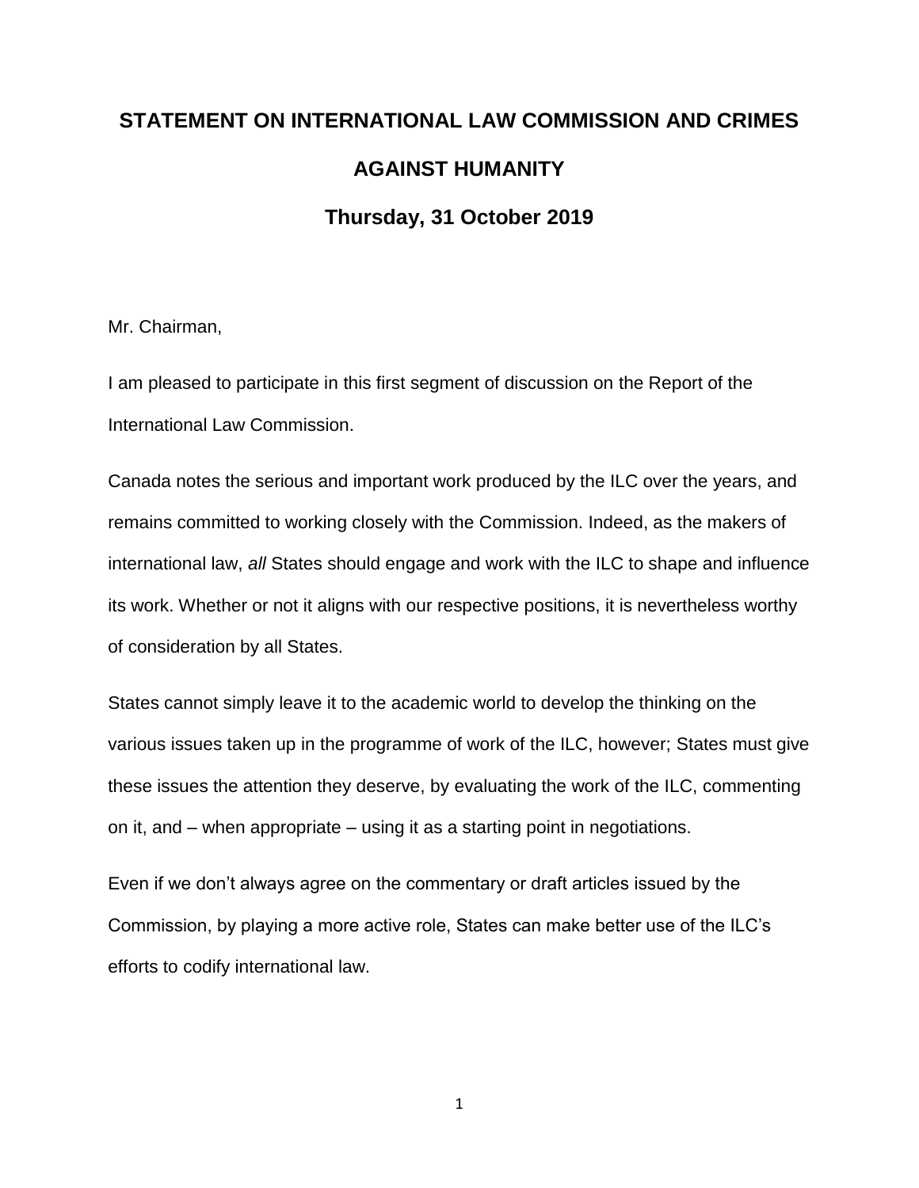# STATEMENT ON INTERNATIONAL LAW COMMISSION AND CRIMES AGAINST HUMANITY

## Thursday, 31 October 2019

Mr. Chairman,

I am pleased to participate in this first segment of discussion on the Report of the International Law Commission.

Canada notes the serious and important work produced by the ILC over the years, and remains committed to working closely with the Commission. Indeed, as the makers of international law, *all* States should engage and work with the ILC to shape and influence its work. Whether or not it aligns with our respective positions, it is nevertheless worthy of consideration by all States.

States cannot simply leave it to the academic world to develop the thinking on the various issues taken up in the programme of work of the ILC, however; States must give these issues the attention they deserve, by evaluating the work of the ILC, commenting on it, and – when appropriate – using it as a starting point in negotiations.

Even if we don't always agree on the commentary or draft articles issued by the Commission, by playing a more active role, States can make better use of the ILC's efforts to codify international law.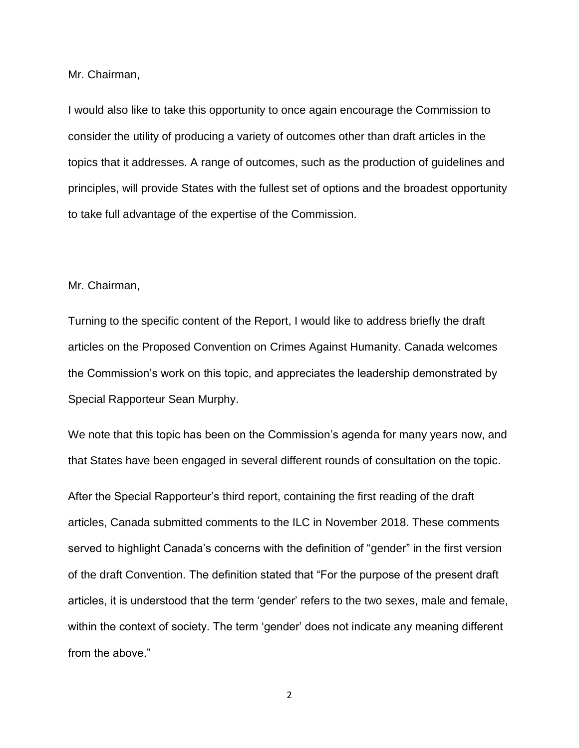Mr. Chairman,

I would also like to take this opportunity to once again encourage the Commission to consider the utility of producing a variety of outcomes other than draft articles in the topics that it addresses. A range of outcomes, such as the production of guidelines and principles, will provide States with the fullest set of options and the broadest opportunity to take full advantage of the expertise of the Commission.

Mr. Chairman,

Turning to the specific content of the Report, I would like to address briefly the draft articles on the Proposed Convention on Crimes Against Humanity. Canada welcomes the Commission's work on this topic, and appreciates the leadership demonstrated by Special Rapporteur Sean Murphy.

We note that this topic has been on the Commission's agenda for many years now, and that States have been engaged in several different rounds of consultation on the topic.

After the Special Rapporteur's third report, containing the first reading of the draft articles, Canada submitted comments to the ILC in November 2018. These comments served to highlight Canada's concerns with the definition of "gender" in the first version of the draft Convention. The definition stated that "For the purpose of the present draft articles, it is understood that the term 'gender' refers to the two sexes, male and female, within the context of society. The term 'gender' does not indicate any meaning different from the above."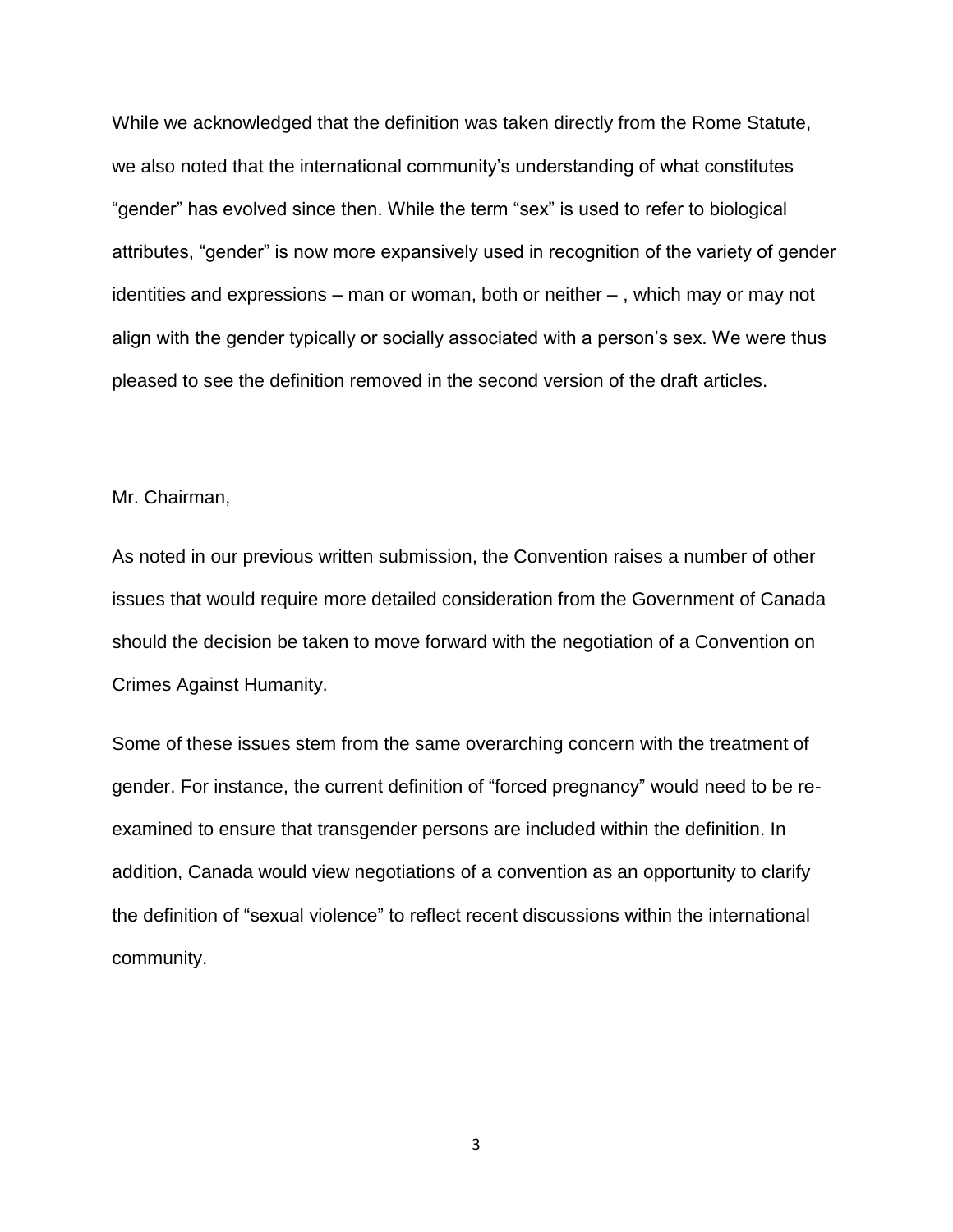While we acknowledged that the definition was taken directly from the Rome Statute, we also noted that the international community's understanding of what constitutes "gender" has evolved since then. While the term "sex" is used to refer to biological attributes, "gender" is now more expansively used in recognition of the variety of gender identities and expressions – man or woman, both or neither – , which may or may not align with the gender typically or socially associated with a person's sex. We were thus pleased to see the definition removed in the second version of the draft articles.

Mr. Chairman,

As noted in our previous written submission, the Convention raises a number of other issues that would require more detailed consideration from the Government of Canada should the decision be taken to move forward with the negotiation of a Convention on Crimes Against Humanity.

Some of these issues stem from the same overarching concern with the treatment of gender. For instance, the current definition of "forced pregnancy" would need to be re-examined to ensure that transgender persons are included within the definition. In addition, Canada would view negotiations of a convention as an opportunity to clarify the definition of "sexual violence" to reflect recent discussions within the international community.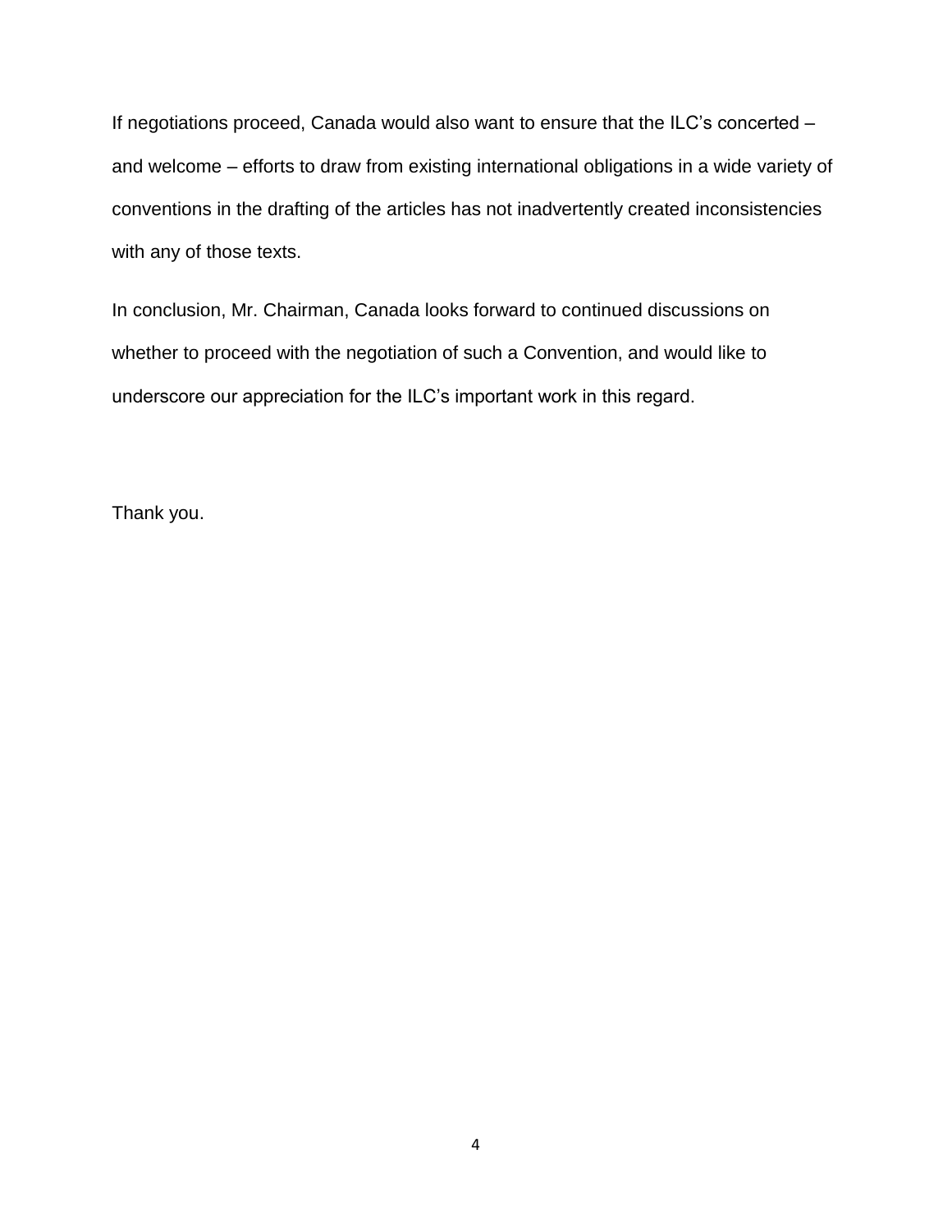If negotiations proceed, Canada would also want to ensure that the ILC's concerted – and welcome – efforts to draw from existing international obligations in a wide variety of conventions in the drafting of the articles has not inadvertently created inconsistencies with any of those texts.

In conclusion, Mr. Chairman, Canada looks forward to continued discussions on whether to proceed with the negotiation of such a Convention, and would like to underscore our appreciation for the ILC's important work in this regard.

Thank you.